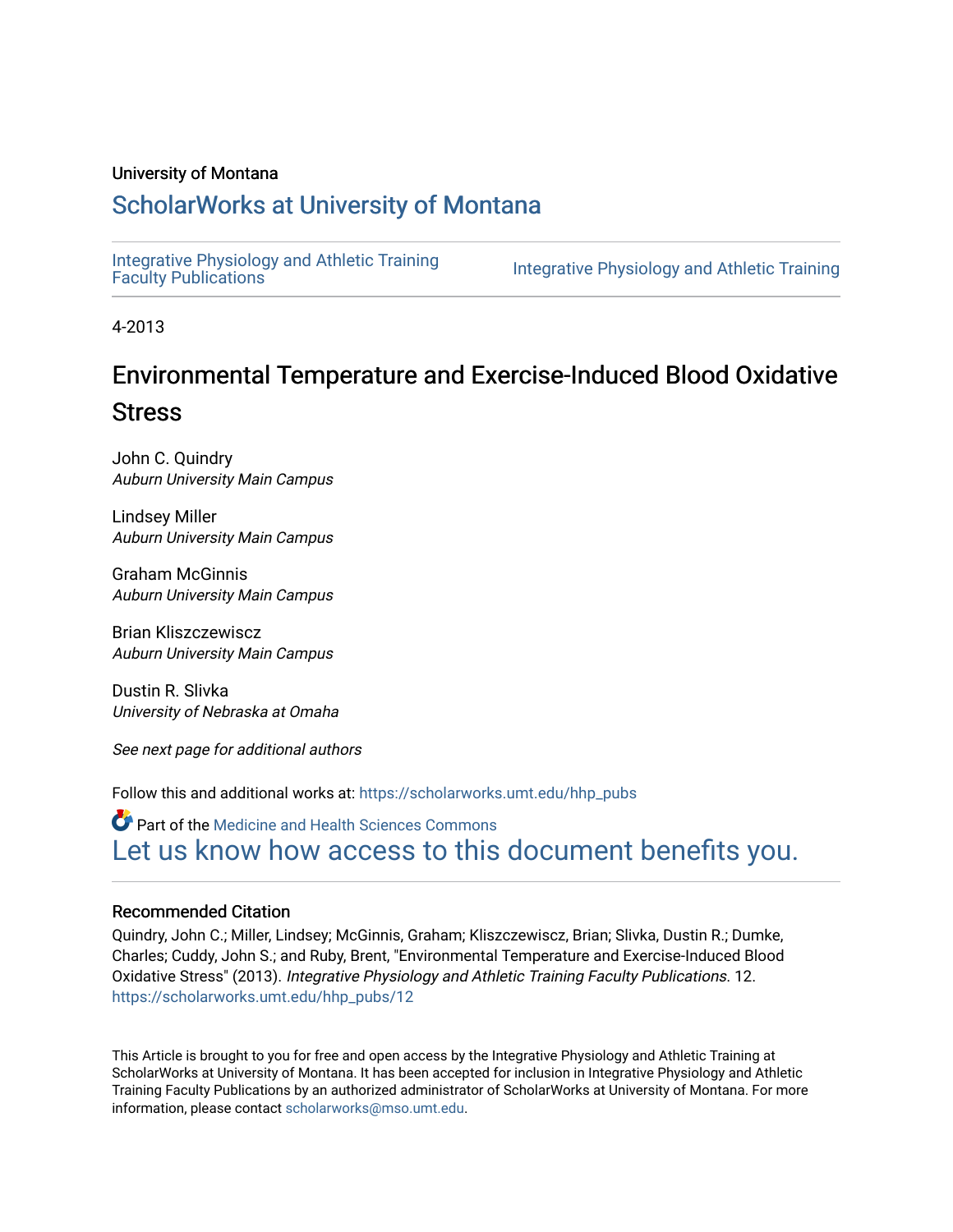University of Montana

# ScholarWorks at University of Montana

Integrative Physiology and Athletic Training Faculty Publications | Integrative Physiology and Athletic Training

4-2013

# Environmental Temperature and Exercise-Induced Blood Oxidative Stress

John C. Quindry
*Auburn University Main Campus*

Lindsey Miller
*Auburn University Main Campus*

Graham McGinnis
*Auburn University Main Campus*

Brian Kliszczewiscz
*Auburn University Main Campus*

Dustin R. Slivka
*University of Nebraska at Omaha*

*See next page for additional authors*

Follow this and additional works at: https://scholarworks.umt.edu/hhp_pubs

Part of the Medicine and Health Sciences Commons

Let us know how access to this document benefits you.

### Recommended Citation

Quindry, John C.; Miller, Lindsey; McGinnis, Graham; Kliszczewiscz, Brian; Slivka, Dustin R.; Dumke, Charles; Cuddy, John S.; and Ruby, Brent, "Environmental Temperature and Exercise-Induced Blood Oxidative Stress" (2013). *Integrative Physiology and Athletic Training Faculty Publications*. 12.
https://scholarworks.umt.edu/hhp_pubs/12

This Article is brought to you for free and open access by the Integrative Physiology and Athletic Training at ScholarWorks at University of Montana. It has been accepted for inclusion in Integrative Physiology and Athletic Training Faculty Publications by an authorized administrator of ScholarWorks at University of Montana. For more information, please contact scholarworks@mso.umt.edu.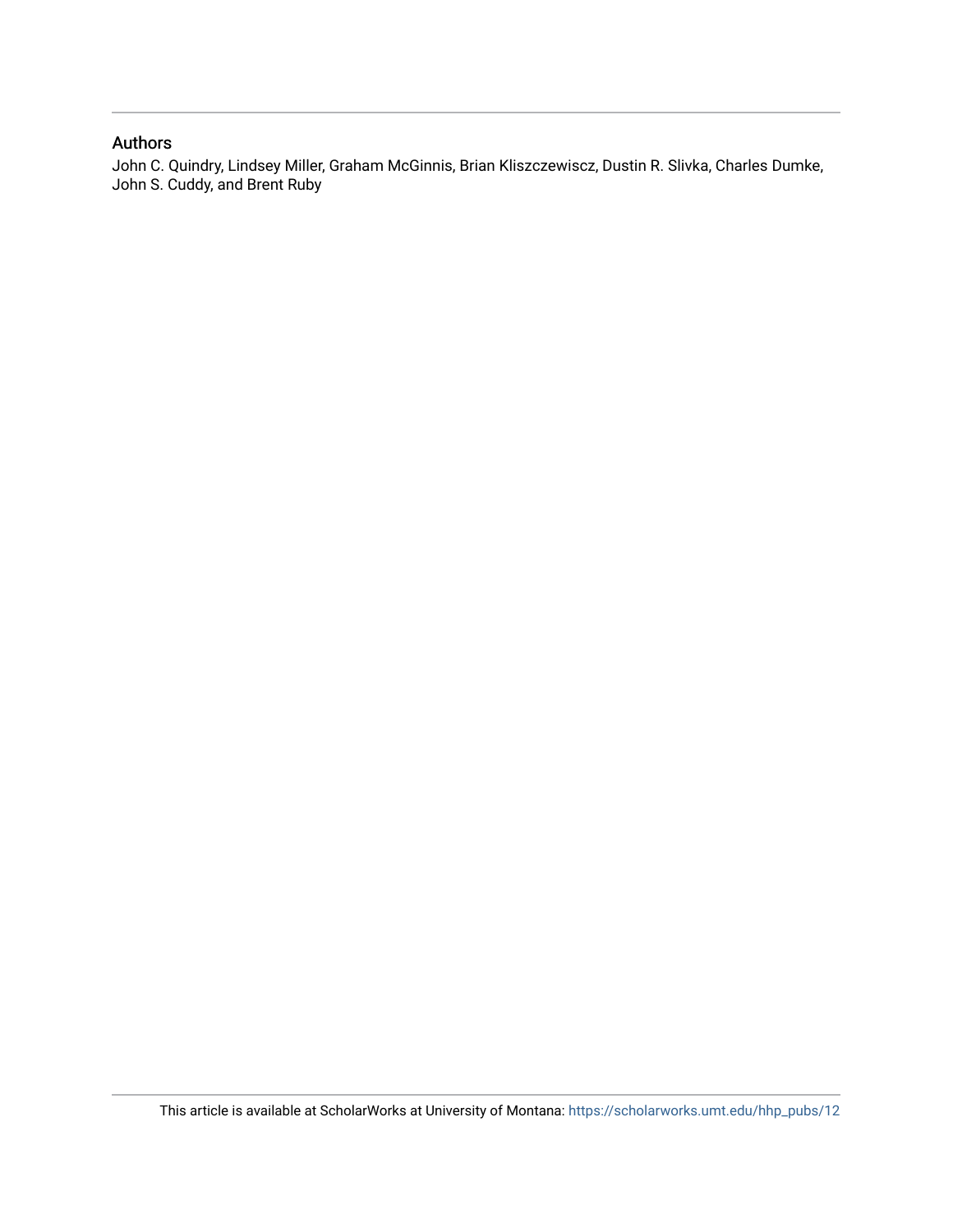## Authors

John C. Quindry, Lindsey Miller, Graham McGinnis, Brian Kliszczewiscz, Dustin R. Slivka, Charles Dumke, John S. Cuddy, and Brent Ruby

This article is available at ScholarWorks at University of Montana: https://scholarworks.umt.edu/hhp_pubs/12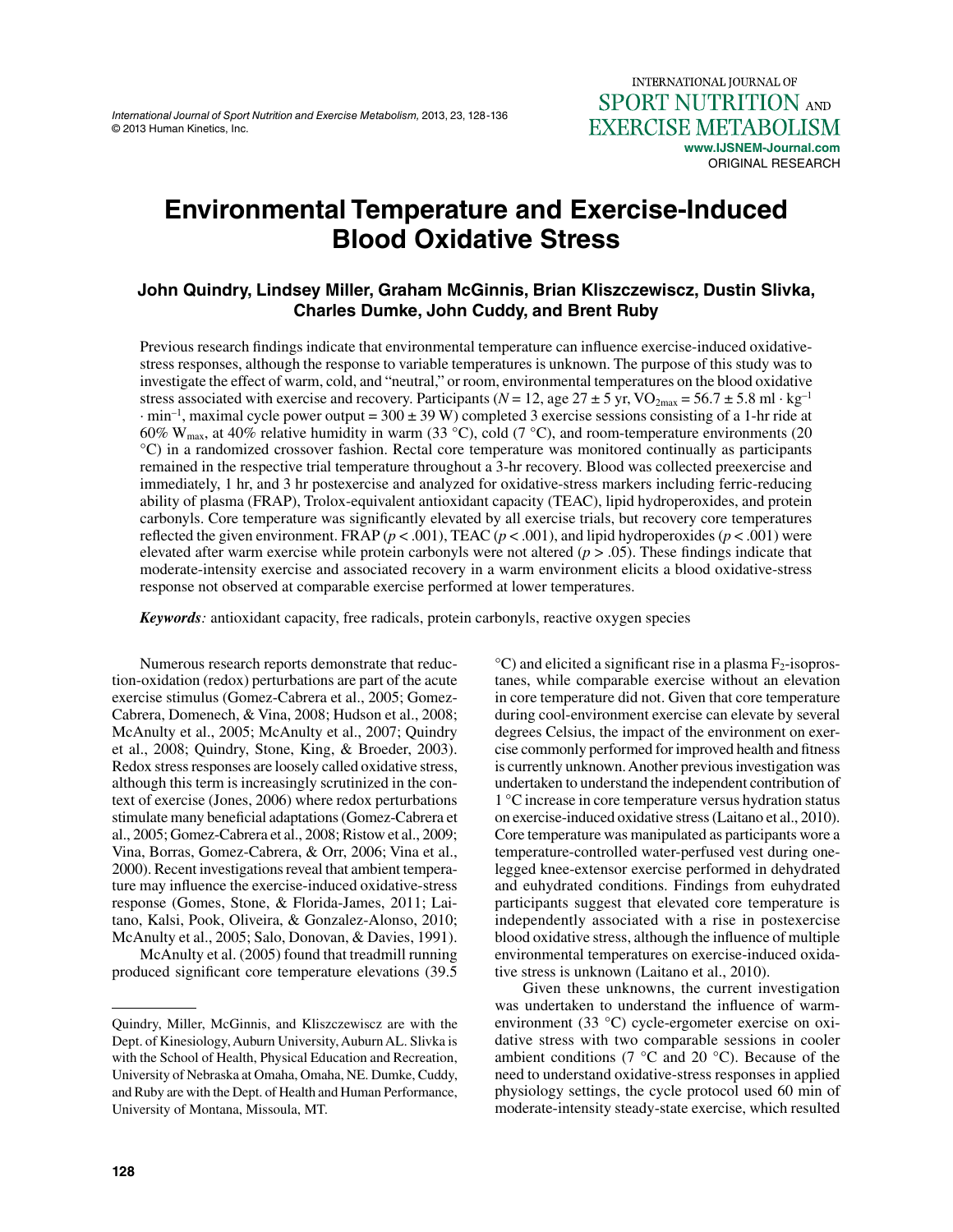# Environmental Temperature and Exercise-Induced Blood Oxidative Stress

**John Quindry, Lindsey Miller, Graham McGinnis, Brian Kliszczewicz, Dustin Slivka, Charles Dumke, John Cuddy, and Brent Ruby**

Previous research findings indicate that environmental temperature can influence exercise-induced oxidative-stress responses, although the response to variable temperatures is unknown. The purpose of this study was to investigate the effect of warm, cold, and "neutral," or room, environmental temperatures on the blood oxidative stress associated with exercise and recovery. Participants ($N$ = 12, age 27 ± 5 yr, $VO_{2max}$ = 56.7 ± 5.8 ml · kg$^{-1}$ · min$^{-1}$, maximal cycle power output = 300 ± 39 W) completed 3 exercise sessions consisting of a 1-hr ride at 60% $W_{max}$, at 40% relative humidity in warm (33 °C), cold (7 °C), and room-temperature environments (20 °C) in a randomized crossover fashion. Rectal core temperature was monitored continually as participants remained in the respective trial temperature throughout a 3-hr recovery. Blood was collected preexercise and immediately, 1 hr, and 3 hr postexercise and analyzed for oxidative-stress markers including ferric-reducing ability of plasma (FRAP), Trolox-equivalent antioxidant capacity (TEAC), lipid hydroperoxides, and protein carbonyls. Core temperature was significantly elevated by all exercise trials, but recovery core temperatures reflected the given environment. FRAP ($p < .001$), TEAC ($p < .001$), and lipid hydroperoxides ($p < .001$) were elevated after warm exercise while protein carbonyls were not altered ($p > .05$). These findings indicate that moderate-intensity exercise and associated recovery in a warm environment elicits a blood oxidative-stress response not observed at comparable exercise performed at lower temperatures.

***Keywords:*** antioxidant capacity, free radicals, protein carbonyls, reactive oxygen species

Numerous research reports demonstrate that reduction-oxidation (redox) perturbations are part of the acute exercise stimulus (Gomez-Cabrera et al., 2005; Gomez-Cabrera, Domenech, & Vina, 2008; Hudson et al., 2008; McAnulty et al., 2005; McAnulty et al., 2007; Quindry et al., 2008; Quindry, Stone, King, & Broeder, 2003). Redox stress responses are loosely called oxidative stress, although this term is increasingly scrutinized in the context of exercise (Jones, 2006) where redox perturbations stimulate many beneficial adaptations (Gomez-Cabrera et al., 2005; Gomez-Cabrera et al., 2008; Ristow et al., 2009; Vina, Borras, Gomez-Cabrera, & Orr, 2006; Vina et al., 2000). Recent investigations reveal that ambient temperature may influence the exercise-induced oxidative-stress response (Gomes, Stone, & Florida-James, 2011; Laitano, Kalsi, Pook, Oliveira, & Gonzalez-Alonso, 2010; McAnulty et al., 2005; Salo, Donovan, & Davies, 1991).

McAnulty et al. (2005) found that treadmill running produced significant core temperature elevations (39.5 °C) and elicited a significant rise in a plasma $F_2$-isoprostanes, while comparable exercise without an elevation in core temperature did not. Given that core temperature during cool-environment exercise can elevate by several degrees Celsius, the impact of the environment on exercise commonly performed for improved health and fitness is currently unknown. Another previous investigation was undertaken to understand the independent contribution of 1 °C increase in core temperature versus hydration status on exercise-induced oxidative stress (Laitano et al., 2010). Core temperature was manipulated as participants wore a temperature-controlled water-perfused vest during one-legged knee-extensor exercise performed in dehydrated and euhydrated conditions. Findings from euhydrated participants suggest that elevated core temperature is independently associated with a rise in postexercise blood oxidative stress, although the influence of multiple environmental temperatures on exercise-induced oxidative stress is unknown (Laitano et al., 2010).

Given these unknowns, the current investigation was undertaken to understand the influence of warm-environment (33 °C) cycle-ergometer exercise on oxidative stress with two comparable sessions in cooler ambient conditions (7 °C and 20 °C). Because of the need to understand oxidative-stress responses in applied physiology settings, the cycle protocol used 60 min of moderate-intensity steady-state exercise, which resulted

Quindry, Miller, McGinnis, and Kliszczewicz are with the Dept. of Kinesiology, Auburn University, Auburn AL. Slivka is with the School of Health, Physical Education and Recreation, University of Nebraska at Omaha, Omaha, NE. Dumke, Cuddy, and Ruby are with the Dept. of Health and Human Performance, University of Montana, Missoula, MT.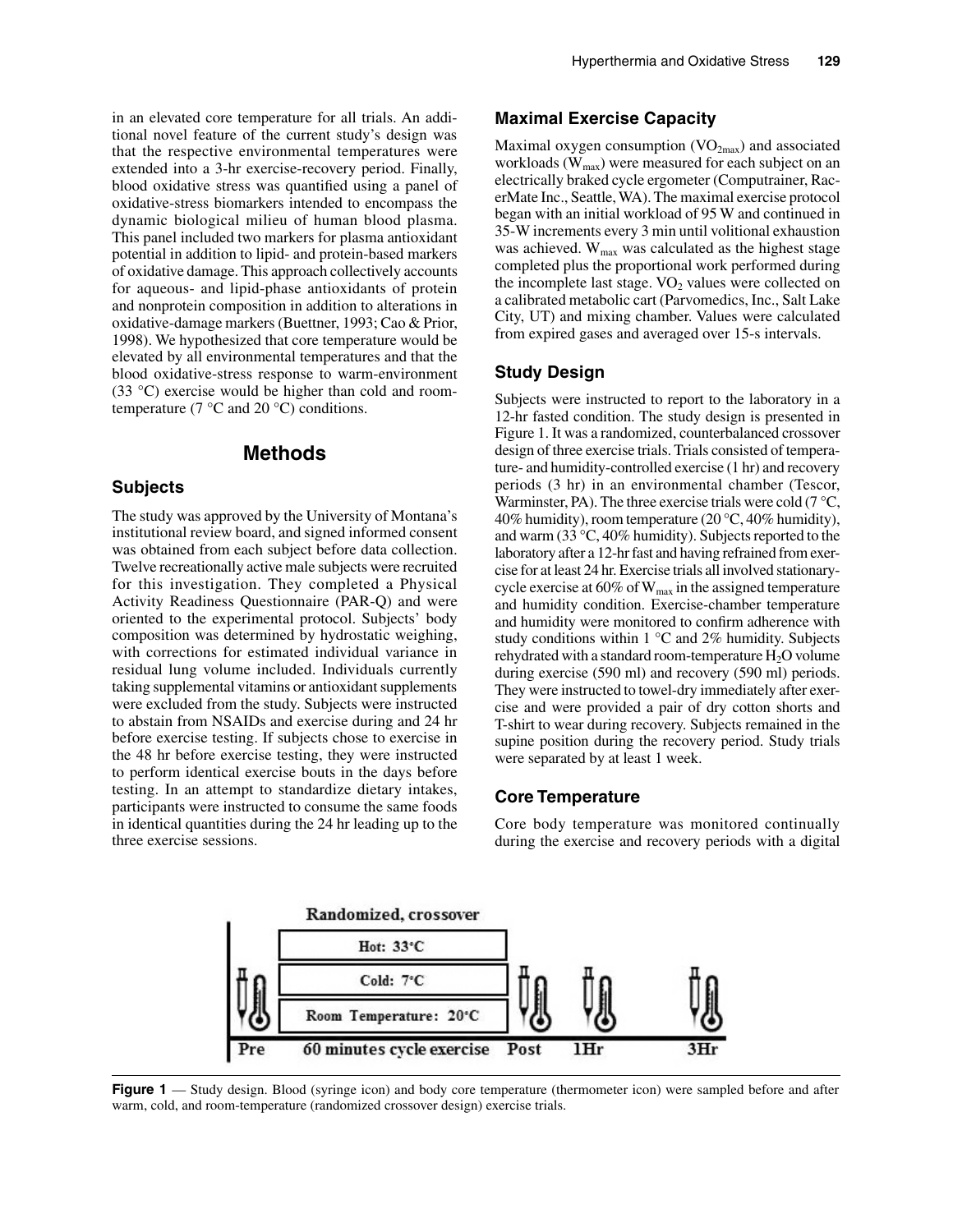in an elevated core temperature for all trials. An additional novel feature of the current study's design was that the respective environmental temperatures were extended into a 3-hr exercise-recovery period. Finally, blood oxidative stress was quantified using a panel of oxidative-stress biomarkers intended to encompass the dynamic biological milieu of human blood plasma. This panel included two markers for plasma antioxidant potential in addition to lipid- and protein-based markers of oxidative damage. This approach collectively accounts for aqueous- and lipid-phase antioxidants of protein and nonprotein composition in addition to alterations in oxidative-damage markers (Buettner, 1993; Cao & Prior, 1998). We hypothesized that core temperature would be elevated by all environmental temperatures and that the blood oxidative-stress response to warm-environment (33 °C) exercise would be higher than cold and room-temperature (7 °C and 20 °C) conditions.

## Methods

### Subjects

The study was approved by the University of Montana's institutional review board, and signed informed consent was obtained from each subject before data collection. Twelve recreationally active male subjects were recruited for this investigation. They completed a Physical Activity Readiness Questionnaire (PAR-Q) and were oriented to the experimental protocol. Subjects' body composition was determined by hydrostatic weighing, with corrections for estimated individual variance in residual lung volume included. Individuals currently taking supplemental vitamins or antioxidant supplements were excluded from the study. Subjects were instructed to abstain from NSAIDs and exercise during and 24 hr before exercise testing. If subjects chose to exercise in the 48 hr before exercise testing, they were instructed to perform identical exercise bouts in the days before testing. In an attempt to standardize dietary intakes, participants were instructed to consume the same foods in identical quantities during the 24 hr leading up to the three exercise sessions.

### Maximal Exercise Capacity

Maximal oxygen consumption ($VO_{2max}$) and associated workloads ($W_{max}$) were measured for each subject on an electrically braked cycle ergometer (Computrainer, RacerMate Inc., Seattle, WA). The maximal exercise protocol began with an initial workload of 95 W and continued in 35-W increments every 3 min until volitional exhaustion was achieved. $W_{max}$ was calculated as the highest stage completed plus the proportional work performed during the incomplete last stage. $VO_2$ values were collected on a calibrated metabolic cart (Parvomedics, Inc., Salt Lake City, UT) and mixing chamber. Values were calculated from expired gases and averaged over 15-s intervals.

### Study Design

Subjects were instructed to report to the laboratory in a 12-hr fasted condition. The study design is presented in Figure 1. It was a randomized, counterbalanced crossover design of three exercise trials. Trials consisted of temperature- and humidity-controlled exercise (1 hr) and recovery periods (3 hr) in an environmental chamber (Tescor, Warminster, PA). The three exercise trials were cold (7 °C, 40% humidity), room temperature (20 °C, 40% humidity), and warm (33 °C, 40% humidity). Subjects reported to the laboratory after a 12-hr fast and having refrained from exercise for at least 24 hr. Exercise trials all involved stationary-cycle exercise at 60% of $W_{max}$ in the assigned temperature and humidity condition. Exercise-chamber temperature and humidity were monitored to confirm adherence with study conditions within 1 °C and 2% humidity. Subjects rehydrated with a standard room-temperature $H_2O$ volume during exercise (590 ml) and recovery (590 ml) periods. They were instructed to towel-dry immediately after exercise and were provided a pair of dry cotton shorts and T-shirt to wear during recovery. Subjects remained in the supine position during the recovery period. Study trials were separated by at least 1 week.

### Core Temperature

Core body temperature was monitored continually during the exercise and recovery periods with a digital

Randomized, crossover

| Pre | Hot: 33°C / Cold: 7°C / Room Temperature: 20°C — 60 minutes cycle exercise | Post | 1Hr | 3Hr |
|---|---|---|---|---|

**Figure 1** — Study design. Blood (syringe icon) and body core temperature (thermometer icon) were sampled before and after warm, cold, and room-temperature (randomized crossover design) exercise trials.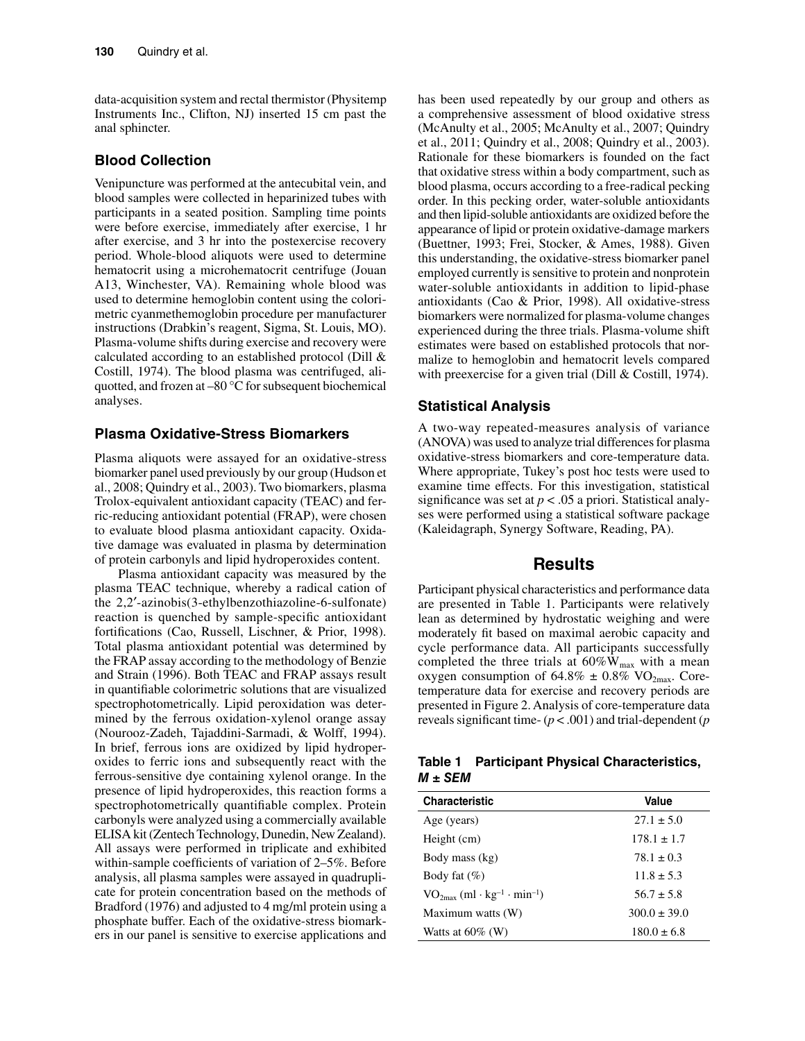data-acquisition system and rectal thermistor (Physitemp Instruments Inc., Clifton, NJ) inserted 15 cm past the anal sphincter.

### Blood Collection

Venipuncture was performed at the antecubital vein, and blood samples were collected in heparinized tubes with participants in a seated position. Sampling time points were before exercise, immediately after exercise, 1 hr after exercise, and 3 hr into the postexercise recovery period. Whole-blood aliquots were used to determine hematocrit using a microhematocrit centrifuge (Jouan A13, Winchester, VA). Remaining whole blood was used to determine hemoglobin content using the colorimetric cyanmethemoglobin procedure per manufacturer instructions (Drabkin's reagent, Sigma, St. Louis, MO). Plasma-volume shifts during exercise and recovery were calculated according to an established protocol (Dill & Costill, 1974). The blood plasma was centrifuged, aliquotted, and frozen at –80 °C for subsequent biochemical analyses.

### Plasma Oxidative-Stress Biomarkers

Plasma aliquots were assayed for an oxidative-stress biomarker panel used previously by our group (Hudson et al., 2008; Quindry et al., 2003). Two biomarkers, plasma Trolox-equivalent antioxidant capacity (TEAC) and ferric-reducing antioxidant potential (FRAP), were chosen to evaluate blood plasma antioxidant capacity. Oxidative damage was evaluated in plasma by determination of protein carbonyls and lipid hydroperoxides content.

Plasma antioxidant capacity was measured by the plasma TEAC technique, whereby a radical cation of the 2,2′-azinobis(3-ethylbenzothiazoline-6-sulfonate) reaction is quenched by sample-specific antioxidant fortifications (Cao, Russell, Lischner, & Prior, 1998). Total plasma antioxidant potential was determined by the FRAP assay according to the methodology of Benzie and Strain (1996). Both TEAC and FRAP assays result in quantifiable colorimetric solutions that are visualized spectrophotometrically. Lipid peroxidation was determined by the ferrous oxidation-xylenol orange assay (Nourooz-Zadeh, Tajaddini-Sarmadi, & Wolff, 1994). In brief, ferrous ions are oxidized by lipid hydroperoxides to ferric ions and subsequently react with the ferrous-sensitive dye containing xylenol orange. In the presence of lipid hydroperoxides, this reaction forms a spectrophotometrically quantifiable complex. Protein carbonyls were analyzed using a commercially available ELISA kit (Zentech Technology, Dunedin, New Zealand). All assays were performed in triplicate and exhibited within-sample coefficients of variation of 2–5%. Before analysis, all plasma samples were assayed in quadruplicate for protein concentration based on the methods of Bradford (1976) and adjusted to 4 mg/ml protein using a phosphate buffer. Each of the oxidative-stress biomarkers in our panel is sensitive to exercise applications and has been used repeatedly by our group and others as a comprehensive assessment of blood oxidative stress (McAnulty et al., 2005; McAnulty et al., 2007; Quindry et al., 2011; Quindry et al., 2008; Quindry et al., 2003). Rationale for these biomarkers is founded on the fact that oxidative stress within a body compartment, such as blood plasma, occurs according to a free-radical pecking order. In this pecking order, water-soluble antioxidants and then lipid-soluble antioxidants are oxidized before the appearance of lipid or protein oxidative-damage markers (Buettner, 1993; Frei, Stocker, & Ames, 1988). Given this understanding, the oxidative-stress biomarker panel employed currently is sensitive to protein and nonprotein water-soluble antioxidants in addition to lipid-phase antioxidants (Cao & Prior, 1998). All oxidative-stress biomarkers were normalized for plasma-volume changes experienced during the three trials. Plasma-volume shift estimates were based on established protocols that normalize to hemoglobin and hematocrit levels compared with preexercise for a given trial (Dill & Costill, 1974).

### Statistical Analysis

A two-way repeated-measures analysis of variance (ANOVA) was used to analyze trial differences for plasma oxidative-stress biomarkers and core-temperature data. Where appropriate, Tukey's post hoc tests were used to examine time effects. For this investigation, statistical significance was set at $p < .05$ a priori. Statistical analyses were performed using a statistical software package (Kaleidagraph, Synergy Software, Reading, PA).

## Results

Participant physical characteristics and performance data are presented in Table 1. Participants were relatively lean as determined by hydrostatic weighing and were moderately fit based on maximal aerobic capacity and cycle performance data. All participants successfully completed the three trials at $60\%W_{max}$ with a mean oxygen consumption of $64.8\% \pm 0.8\%$ $VO_{2max}$. Core-temperature data for exercise and recovery periods are presented in Figure 2. Analysis of core-temperature data reveals significant time- ($p < .001$) and trial-dependent ($p$

**Table 1 Participant Physical Characteristics, *M* ± *SEM***

| Characteristic | Value |
|---|---|
| Age (years) | 27.1 ± 5.0 |
| Height (cm) | 178.1 ± 1.7 |
| Body mass (kg) | 78.1 ± 0.3 |
| Body fat (%) | 11.8 ± 5.3 |
| $VO_{2max}$ ($ml \cdot kg^{-1} \cdot min^{-1}$) | 56.7 ± 5.8 |
| Maximum watts (W) | 300.0 ± 39.0 |
| Watts at 60% (W) | 180.0 ± 6.8 |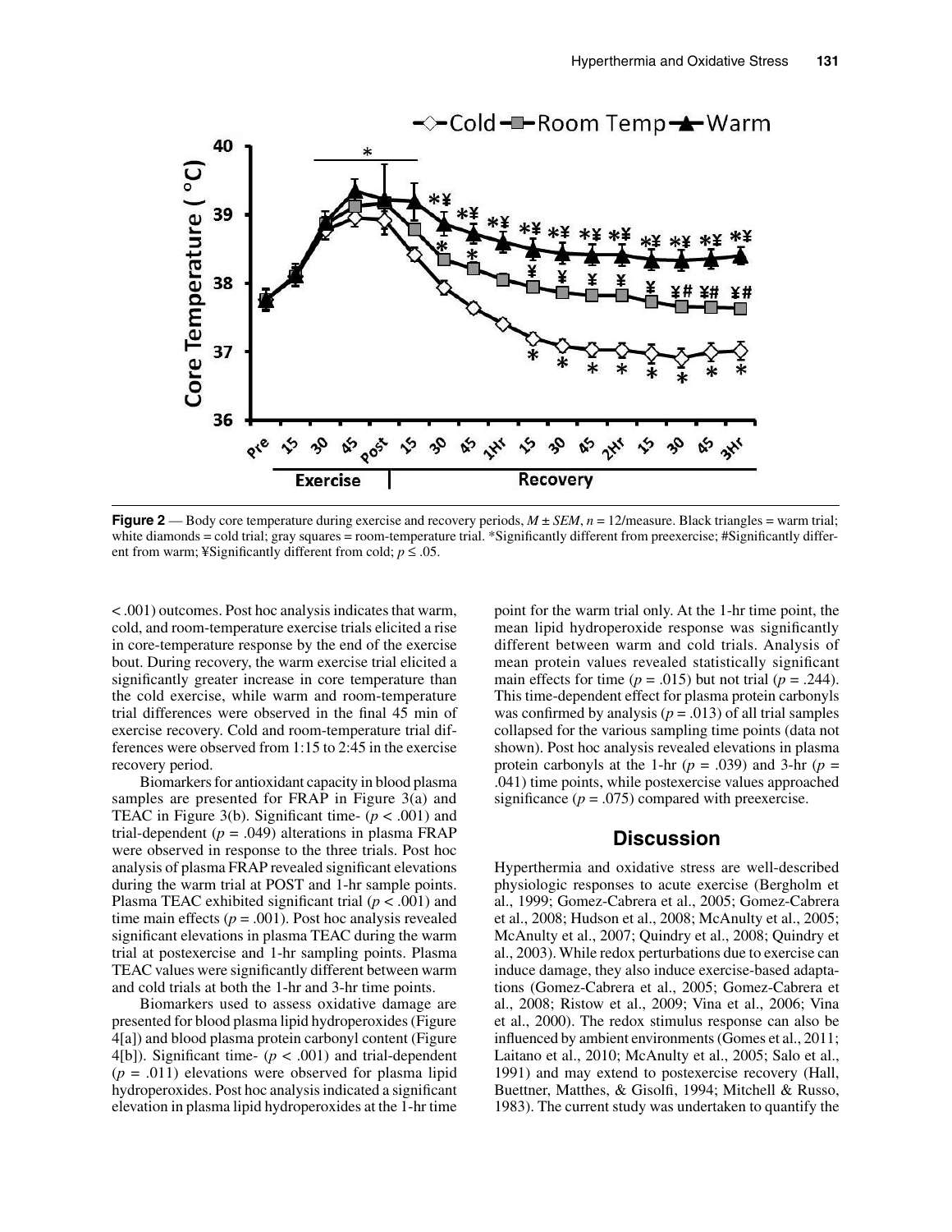**Figure 2** — Body core temperature during exercise and recovery periods, $M \pm SEM$, $n = 12$/measure. Black triangles = warm trial; white diamonds = cold trial; gray squares = room-temperature trial. *Significantly different from preexercise; #Significantly different from warm; ¥Significantly different from cold; $p \leq .05$.

$< .001$) outcomes. Post hoc analysis indicates that warm, cold, and room-temperature exercise trials elicited a rise in core-temperature response by the end of the exercise bout. During recovery, the warm exercise trial elicited a significantly greater increase in core temperature than the cold exercise, while warm and room-temperature trial differences were observed in the final 45 min of exercise recovery. Cold and room-temperature trial differences were observed from 1:15 to 2:45 in the exercise recovery period.

Biomarkers for antioxidant capacity in blood plasma samples are presented for FRAP in Figure 3(a) and TEAC in Figure 3(b). Significant time- ($p < .001$) and trial-dependent ($p = .049$) alterations in plasma FRAP were observed in response to the three trials. Post hoc analysis of plasma FRAP revealed significant elevations during the warm trial at POST and 1-hr sample points. Plasma TEAC exhibited significant trial ($p < .001$) and time main effects ($p = .001$). Post hoc analysis revealed significant elevations in plasma TEAC during the warm trial at postexercise and 1-hr sampling points. Plasma TEAC values were significantly different between warm and cold trials at both the 1-hr and 3-hr time points.

Biomarkers used to assess oxidative damage are presented for blood plasma lipid hydroperoxides (Figure 4[a]) and blood plasma protein carbonyl content (Figure 4[b]). Significant time- ($p < .001$) and trial-dependent ($p = .011$) elevations were observed for plasma lipid hydroperoxides. Post hoc analysis indicated a significant elevation in plasma lipid hydroperoxides at the 1-hr time point for the warm trial only. At the 1-hr time point, the mean lipid hydroperoxide response was significantly different between warm and cold trials. Analysis of mean protein values revealed statistically significant main effects for time ($p = .015$) but not trial ($p = .244$). This time-dependent effect for plasma protein carbonyls was confirmed by analysis ($p = .013$) of all trial samples collapsed for the various sampling time points (data not shown). Post hoc analysis revealed elevations in plasma protein carbonyls at the 1-hr ($p = .039$) and 3-hr ($p = .041$) time points, while postexercise values approached significance ($p = .075$) compared with preexercise.

## Discussion

Hyperthermia and oxidative stress are well-described physiologic responses to acute exercise (Bergholm et al., 1999; Gomez-Cabrera et al., 2005; Gomez-Cabrera et al., 2008; Hudson et al., 2008; McAnulty et al., 2005; McAnulty et al., 2007; Quindry et al., 2008; Quindry et al., 2003). While redox perturbations due to exercise can induce damage, they also induce exercise-based adaptations (Gomez-Cabrera et al., 2005; Gomez-Cabrera et al., 2008; Ristow et al., 2009; Vina et al., 2006; Vina et al., 2000). The redox stimulus response can also be influenced by ambient environments (Gomes et al., 2011; Laitano et al., 2010; McAnulty et al., 2005; Salo et al., 1991) and may extend to postexercise recovery (Hall, Buettner, Matthes, & Gisolfi, 1994; Mitchell & Russo, 1983). The current study was undertaken to quantify the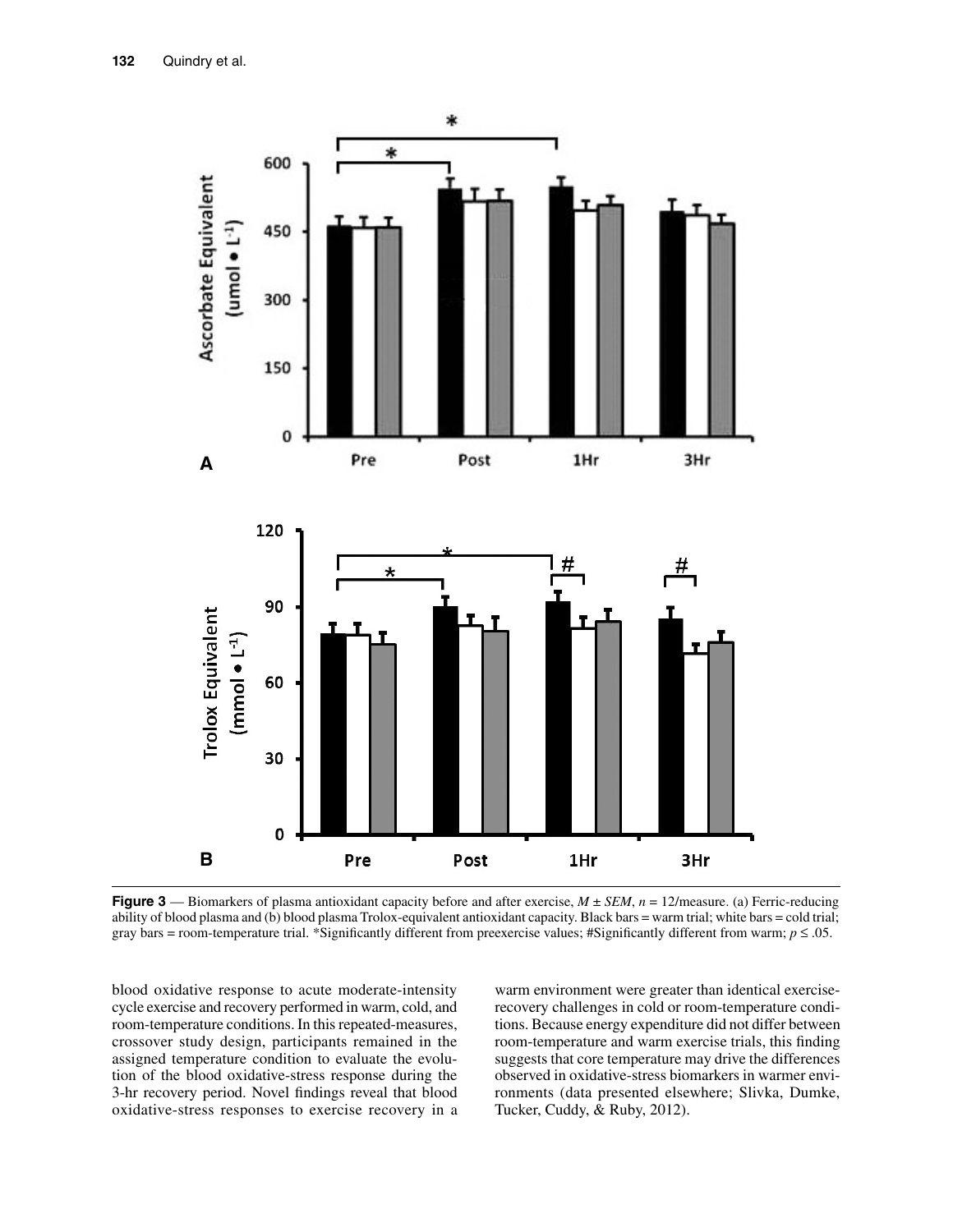**Figure 3** — Biomarkers of plasma antioxidant capacity before and after exercise, $M \pm SEM$, $n = 12$/measure. (a) Ferric-reducing ability of blood plasma and (b) blood plasma Trolox-equivalent antioxidant capacity. Black bars = warm trial; white bars = cold trial; gray bars = room-temperature trial. *Significantly different from preexercise values; #Significantly different from warm; $p \leq .05$.

blood oxidative response to acute moderate-intensity cycle exercise and recovery performed in warm, cold, and room-temperature conditions. In this repeated-measures, crossover study design, participants remained in the assigned temperature condition to evaluate the evolution of the blood oxidative-stress response during the 3-hr recovery period. Novel findings reveal that blood oxidative-stress responses to exercise recovery in a warm environment were greater than identical exercise-recovery challenges in cold or room-temperature conditions. Because energy expenditure did not differ between room-temperature and warm exercise trials, this finding suggests that core temperature may drive the differences observed in oxidative-stress biomarkers in warmer environments (data presented elsewhere; Slivka, Dumke, Tucker, Cuddy, & Ruby, 2012).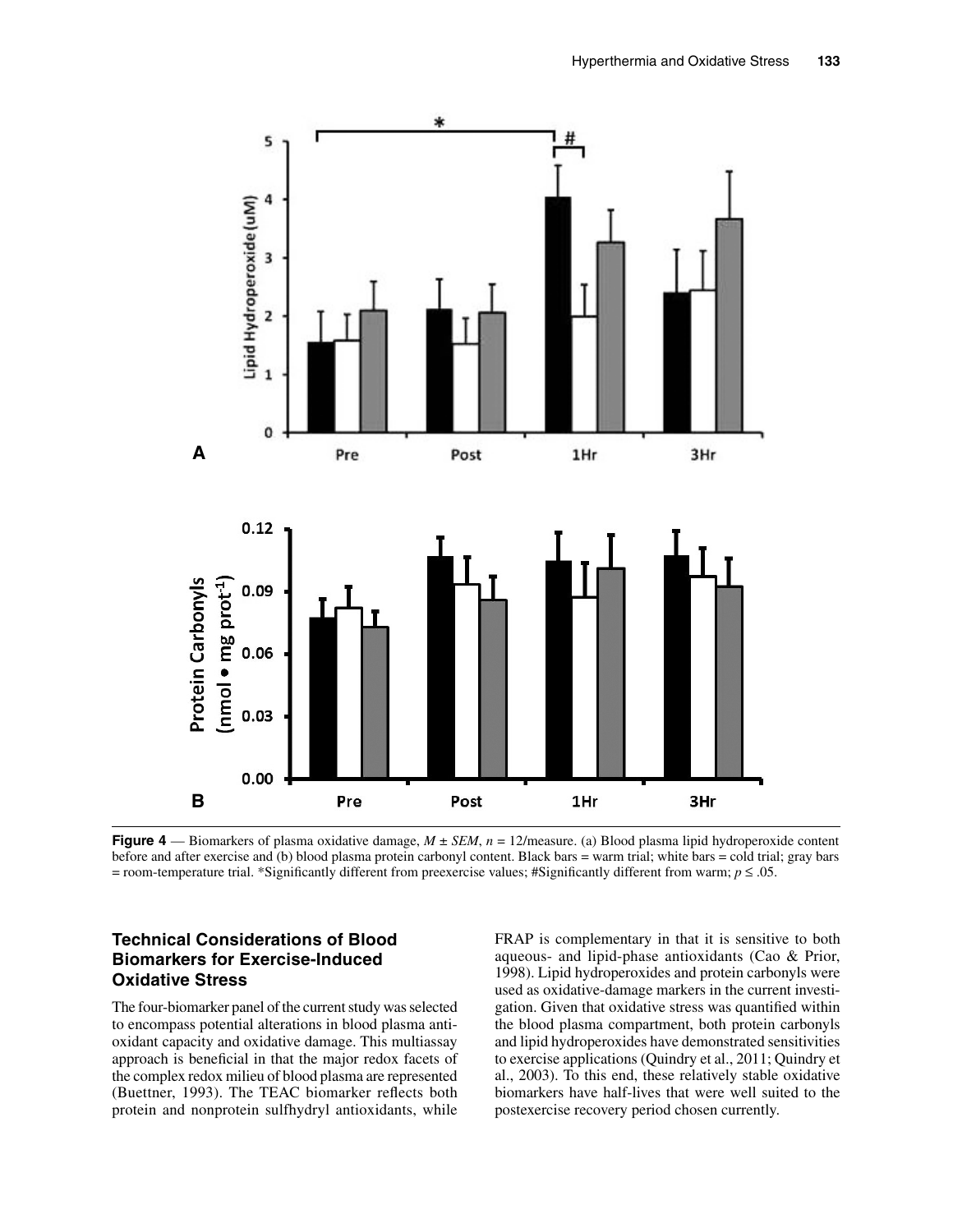**Figure 4** — Biomarkers of plasma oxidative damage, $M \pm SEM$, $n = 12$/measure. (a) Blood plasma lipid hydroperoxide content before and after exercise and (b) blood plasma protein carbonyl content. Black bars = warm trial; white bars = cold trial; gray bars = room-temperature trial. *Significantly different from preexercise values; #Significantly different from warm; $p \leq .05$.

### Technical Considerations of Blood Biomarkers for Exercise-Induced Oxidative Stress

The four-biomarker panel of the current study was selected to encompass potential alterations in blood plasma antioxidant capacity and oxidative damage. This multiassay approach is beneficial in that the major redox facets of the complex redox milieu of blood plasma are represented (Buettner, 1993). The TEAC biomarker reflects both protein and nonprotein sulfhydryl antioxidants, while FRAP is complementary in that it is sensitive to both aqueous- and lipid-phase antioxidants (Cao & Prior, 1998). Lipid hydroperoxides and protein carbonyls were used as oxidative-damage markers in the current investigation. Given that oxidative stress was quantified within the blood plasma compartment, both protein carbonyls and lipid hydroperoxides have demonstrated sensitivities to exercise applications (Quindry et al., 2011; Quindry et al., 2003). To this end, these relatively stable oxidative biomarkers have half-lives that were well suited to the postexercise recovery period chosen currently.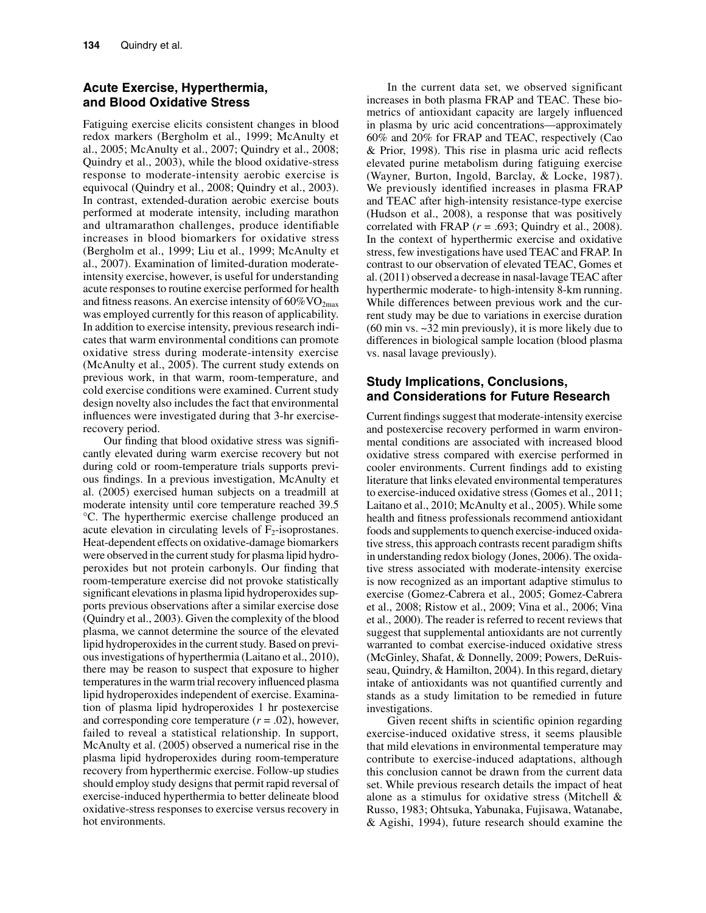## Acute Exercise, Hyperthermia, and Blood Oxidative Stress

Fatiguing exercise elicits consistent changes in blood redox markers (Bergholm et al., 1999; McAnulty et al., 2005; McAnulty et al., 2007; Quindry et al., 2008; Quindry et al., 2003), while the blood oxidative-stress response to moderate-intensity aerobic exercise is equivocal (Quindry et al., 2008; Quindry et al., 2003). In contrast, extended-duration aerobic exercise bouts performed at moderate intensity, including marathon and ultramarathon challenges, produce identifiable increases in blood biomarkers for oxidative stress (Bergholm et al., 1999; Liu et al., 1999; McAnulty et al., 2007). Examination of limited-duration moderate-intensity exercise, however, is useful for understanding acute responses to routine exercise performed for health and fitness reasons. An exercise intensity of 60%$VO_{2max}$ was employed currently for this reason of applicability. In addition to exercise intensity, previous research indicates that warm environmental conditions can promote oxidative stress during moderate-intensity exercise (McAnulty et al., 2005). The current study extends on previous work, in that warm, room-temperature, and cold exercise conditions were examined. Current study design novelty also includes the fact that environmental influences were investigated during that 3-hr exercise-recovery period.

Our finding that blood oxidative stress was significantly elevated during warm exercise recovery but not during cold or room-temperature trials supports previous findings. In a previous investigation, McAnulty et al. (2005) exercised human subjects on a treadmill at moderate intensity until core temperature reached 39.5 °C. The hyperthermic exercise challenge produced an acute elevation in circulating levels of $F_2$-isoprostanes. Heat-dependent effects on oxidative-damage biomarkers were observed in the current study for plasma lipid hydroperoxides but not protein carbonyls. Our finding that room-temperature exercise did not provoke statistically significant elevations in plasma lipid hydroperoxides supports previous observations after a similar exercise dose (Quindry et al., 2003). Given the complexity of the blood plasma, we cannot determine the source of the elevated lipid hydroperoxides in the current study. Based on previous investigations of hyperthermia (Laitano et al., 2010), there may be reason to suspect that exposure to higher temperatures in the warm trial recovery influenced plasma lipid hydroperoxides independent of exercise. Examination of plasma lipid hydroperoxides 1 hr postexercise and corresponding core temperature ($r$ = .02), however, failed to reveal a statistical relationship. In support, McAnulty et al. (2005) observed a numerical rise in the plasma lipid hydroperoxides during room-temperature recovery from hyperthermic exercise. Follow-up studies should employ study designs that permit rapid reversal of exercise-induced hyperthermia to better delineate blood oxidative-stress responses to exercise versus recovery in hot environments.

In the current data set, we observed significant increases in both plasma FRAP and TEAC. These biometrics of antioxidant capacity are largely influenced in plasma by uric acid concentrations—approximately 60% and 20% for FRAP and TEAC, respectively (Cao & Prior, 1998). This rise in plasma uric acid reflects elevated purine metabolism during fatiguing exercise (Wayner, Burton, Ingold, Barclay, & Locke, 1987). We previously identified increases in plasma FRAP and TEAC after high-intensity resistance-type exercise (Hudson et al., 2008), a response that was positively correlated with FRAP ($r$ = .693; Quindry et al., 2008). In the context of hyperthermic exercise and oxidative stress, few investigations have used TEAC and FRAP. In contrast to our observation of elevated TEAC, Gomes et al. (2011) observed a decrease in nasal-lavage TEAC after hyperthermic moderate- to high-intensity 8-km running. While differences between previous work and the current study may be due to variations in exercise duration (60 min vs. ~32 min previously), it is more likely due to differences in biological sample location (blood plasma vs. nasal lavage previously).

## Study Implications, Conclusions, and Considerations for Future Research

Current findings suggest that moderate-intensity exercise and postexercise recovery performed in warm environmental conditions are associated with increased blood oxidative stress compared with exercise performed in cooler environments. Current findings add to existing literature that links elevated environmental temperatures to exercise-induced oxidative stress (Gomes et al., 2011; Laitano et al., 2010; McAnulty et al., 2005). While some health and fitness professionals recommend antioxidant foods and supplements to quench exercise-induced oxidative stress, this approach contrasts recent paradigm shifts in understanding redox biology (Jones, 2006). The oxidative stress associated with moderate-intensity exercise is now recognized as an important adaptive stimulus to exercise (Gomez-Cabrera et al., 2005; Gomez-Cabrera et al., 2008; Ristow et al., 2009; Vina et al., 2006; Vina et al., 2000). The reader is referred to recent reviews that suggest that supplemental antioxidants are not currently warranted to combat exercise-induced oxidative stress (McGinley, Shafat, & Donnelly, 2009; Powers, DeRuisseau, Quindry, & Hamilton, 2004). In this regard, dietary intake of antioxidants was not quantified currently and stands as a study limitation to be remedied in future investigations.

Given recent shifts in scientific opinion regarding exercise-induced oxidative stress, it seems plausible that mild elevations in environmental temperature may contribute to exercise-induced adaptations, although this conclusion cannot be drawn from the current data set. While previous research details the impact of heat alone as a stimulus for oxidative stress (Mitchell & Russo, 1983; Ohtsuka, Yabunaka, Fujisawa, Watanabe, & Agishi, 1994), future research should examine the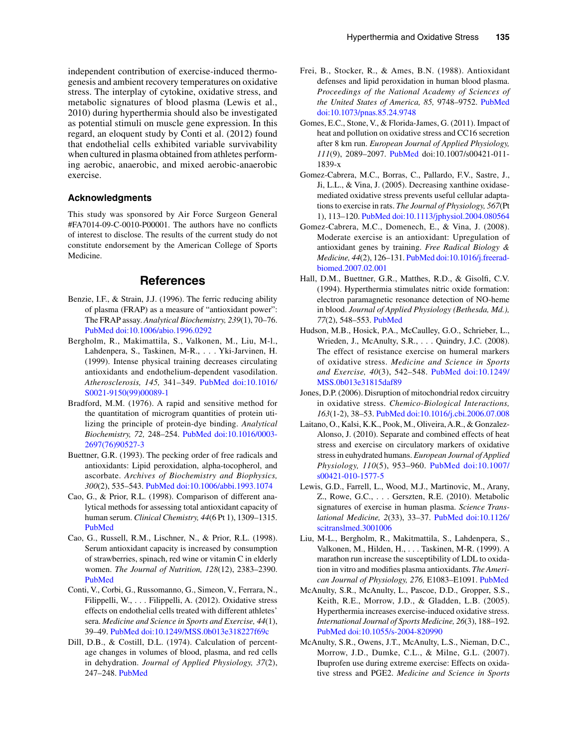independent contribution of exercise-induced thermogenesis and ambient recovery temperatures on oxidative stress. The interplay of cytokine, oxidative stress, and metabolic signatures of blood plasma (Lewis et al., 2010) during hyperthermia should also be investigated as potential stimuli on muscle gene expression. In this regard, an eloquent study by Conti et al. (2012) found that endothelial cells exhibited variable survivability when cultured in plasma obtained from athletes performing aerobic, anaerobic, and mixed aerobic-anaerobic exercise.

### Acknowledgments

This study was sponsored by Air Force Surgeon General #FA7014-09-C-0010-P00001. The authors have no conflicts of interest to disclose. The results of the current study do not constitute endorsement by the American College of Sports Medicine.

## References

Benzie, I.F., & Strain, J.J. (1996). The ferric reducing ability of plasma (FRAP) as a measure of "antioxidant power": The FRAP assay. *Analytical Biochemistry, 239*(1), 70–76. PubMed doi:10.1006/abio.1996.0292

Bergholm, R., Makimattila, S., Valkonen, M., Liu, M-l., Lahdenpera, S., Taskinen, M-R., . . . Yki-Jarvinen, H. (1999). Intense physical training decreases circulating antioxidants and endothelium-dependent vasodilation. *Atherosclerosis, 145,* 341–349. PubMed doi:10.1016/S0021-9150(99)00089-1

Bradford, M.M. (1976). A rapid and sensitive method for the quantitation of microgram quantities of protein utilizing the principle of protein-dye binding. *Analytical Biochemistry, 72,* 248–254. PubMed doi:10.1016/0003-2697(76)90527-3

Buettner, G.R. (1993). The pecking order of free radicals and antioxidants: Lipid peroxidation, alpha-tocopherol, and ascorbate. *Archives of Biochemistry and Biophysics, 300*(2), 535–543. PubMed doi:10.1006/abbi.1993.1074

Cao, G., & Prior, R.L. (1998). Comparison of different analytical methods for assessing total antioxidant capacity of human serum. *Clinical Chemistry, 44*(6 Pt 1), 1309–1315. PubMed

Cao, G., Russell, R.M., Lischner, N., & Prior, R.L. (1998). Serum antioxidant capacity is increased by consumption of strawberries, spinach, red wine or vitamin C in elderly women. *The Journal of Nutrition, 128*(12), 2383–2390. PubMed

Conti, V., Corbi, G., Russomanno, G., Simeon, V., Ferrara, N., Filippelli, W., . . . Filippelli, A. (2012). Oxidative stress effects on endothelial cells treated with different athletes' sera. *Medicine and Science in Sports and Exercise, 44*(1), 39–49. PubMed doi:10.1249/MSS.0b013e318227f69c

Dill, D.B., & Costill, D.L. (1974). Calculation of percentage changes in volumes of blood, plasma, and red cells in dehydration. *Journal of Applied Physiology, 37*(2), 247–248. PubMed

Frei, B., Stocker, R., & Ames, B.N. (1988). Antioxidant defenses and lipid peroxidation in human blood plasma. *Proceedings of the National Academy of Sciences of the United States of America, 85,* 9748–9752. PubMed doi:10.1073/pnas.85.24.9748

Gomes, E.C., Stone, V., & Florida-James, G. (2011). Impact of heat and pollution on oxidative stress and CC16 secretion after 8 km run. *European Journal of Applied Physiology, 111*(9), 2089–2097. PubMed doi:10.1007/s00421-011-1839-x

Gomez-Cabrera, M.C., Borras, C., Pallardo, F.V., Sastre, J., Ji, L.L., & Vina, J. (2005). Decreasing xanthine oxidase-mediated oxidative stress prevents useful cellular adaptations to exercise in rats. *The Journal of Physiology, 567*(Pt 1), 113–120. PubMed doi:10.1113/jphysiol.2004.080564

Gomez-Cabrera, M.C., Domenech, E., & Vina, J. (2008). Moderate exercise is an antioxidant: Upregulation of antioxidant genes by training. *Free Radical Biology & Medicine, 44*(2), 126–131. PubMed doi:10.1016/j.freeradbiomed.2007.02.001

Hall, D.M., Buettner, G.R., Matthes, R.D., & Gisolfi, C.V. (1994). Hyperthermia stimulates nitric oxide formation: electron paramagnetic resonance detection of NO-heme in blood. *Journal of Applied Physiology (Bethesda, Md.), 77*(2), 548–553. PubMed

Hudson, M.B., Hosick, P.A., McCaulley, G.O., Schrieber, L., Wrieden, J., McAnulty, S.R., . . . Quindry, J.C. (2008). The effect of resistance exercise on humeral markers of oxidative stress. *Medicine and Science in Sports and Exercise, 40*(3), 542–548. PubMed doi:10.1249/MSS.0b013e31815daf89

Jones, D.P. (2006). Disruption of mitochondrial redox circuitry in oxidative stress. *Chemico-Biological Interactions, 163*(1-2), 38–53. PubMed doi:10.1016/j.cbi.2006.07.008

Laitano, O., Kalsi, K.K., Pook, M., Oliveira, A.R., & Gonzalez-Alonso, J. (2010). Separate and combined effects of heat stress and exercise on circulatory markers of oxidative stress in euhydrated humans. *European Journal of Applied Physiology, 110*(5), 953–960. PubMed doi:10.1007/s00421-010-1577-5

Lewis, G.D., Farrell, L., Wood, M.J., Martinovic, M., Arany, Z., Rowe, G.C., . . . Gerszten, R.E. (2010). Metabolic signatures of exercise in human plasma. *Science Translational Medicine, 2*(33), 33–37. PubMed doi:10.1126/scitranslmed.3001006

Liu, M-L., Bergholm, R., Makitmattila, S., Lahdenpera, S., Valkonen, M., Hilden, H., . . . Taskinen, M-R. (1999). A marathon run increase the susceptibility of LDL to oxidation in vitro and modifies plasma antioxidants. *The American Journal of Physiology, 276,* E1083–E1091. PubMed

McAnulty, S.R., McAnulty, L., Pascoe, D.D., Gropper, S.S., Keith, R.E., Morrow, J.D., & Gladden, L.B. (2005). Hyperthermia increases exercise-induced oxidative stress. *International Journal of Sports Medicine, 26*(3), 188–192. PubMed doi:10.1055/s-2004-820990

McAnulty, S.R., Owens, J.T., McAnulty, L.S., Nieman, D.C., Morrow, J.D., Dumke, C.L., & Milne, G.L. (2007). Ibuprofen use during extreme exercise: Effects on oxidative stress and PGE2. *Medicine and Science in Sports*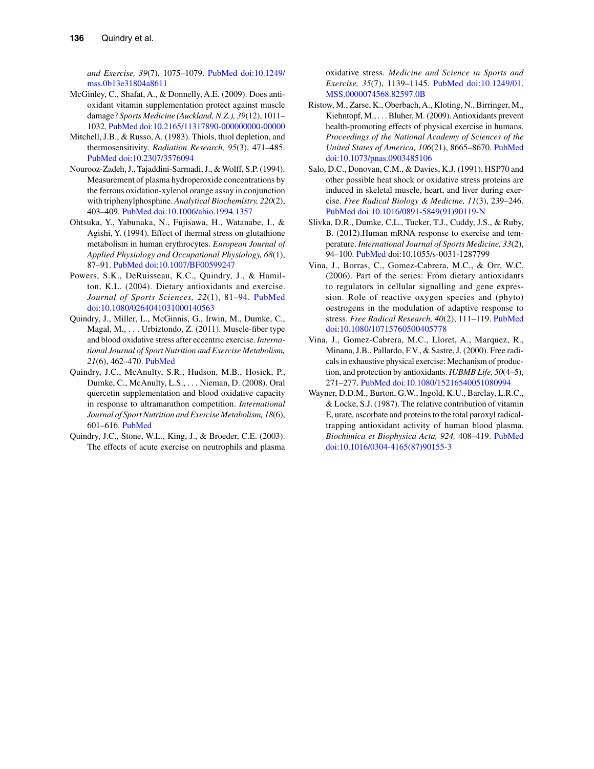*and Exercise, 39*(7), 1075–1079. PubMed doi:10.1249/mss.0b13e31804a8611

McGinley, C., Shafat, A., & Donnelly, A.E. (2009). Does antioxidant vitamin supplementation protect against muscle damage? *Sports Medicine (Auckland, N.Z.), 39*(12), 1011–1032. PubMed doi:10.2165/11317890-000000000-00000

Mitchell, J.B., & Russo, A. (1983). Thiols, thiol depletion, and thermosensitivity. *Radiation Research, 95*(3), 471–485. PubMed doi:10.2307/3576094

Nourooz-Zadeh, J., Tajaddini-Sarmadi, J., & Wolff, S.P. (1994). Measurement of plasma hydroperoxide concentrations by the ferrous oxidation-xylenol orange assay in conjunction with triphenylphosphine. *Analytical Biochemistry, 220*(2), 403–409. PubMed doi:10.1006/abio.1994.1357

Ohtsuka, Y., Yabunaka, N., Fujisawa, H., Watanabe, I., & Agishi, Y. (1994). Effect of thermal stress on glutathione metabolism in human erythrocytes. *European Journal of Applied Physiology and Occupational Physiology, 68*(1), 87–91. PubMed doi:10.1007/BF00599247

Powers, S.K., DeRuisseau, K.C., Quindry, J., & Hamilton, K.L. (2004). Dietary antioxidants and exercise. *Journal of Sports Sciences, 22*(1), 81–94. PubMed doi:10.1080/0264041031000140563

Quindry, J., Miller, L., McGinnis, G., Irwin, M., Dumke, C., Magal, M., . . . Urbiztondo, Z. (2011). Muscle-fiber type and blood oxidative stress after eccentric exercise. *International Journal of Sport Nutrition and Exercise Metabolism, 21*(6), 462–470. PubMed

Quindry, J.C., McAnulty, S.R., Hudson, M.B., Hosick, P., Dumke, C., McAnulty, L.S., . . . Nieman, D. (2008). Oral quercetin supplementation and blood oxidative capacity in response to ultramarathon competition. *International Journal of Sport Nutrition and Exercise Metabolism, 18*(6), 601–616. PubMed

Quindry, J.C., Stone, W.L., King, J., & Broeder, C.E. (2003). The effects of acute exercise on neutrophils and plasma oxidative stress. *Medicine and Science in Sports and Exercise, 35*(7), 1139–1145. PubMed doi:10.1249/01.MSS.0000074568.82597.0B

Ristow, M., Zarse, K., Oberbach, A., Kloting, N., Birringer, M., Kiehntopf, M., . . . Bluher, M. (2009). Antioxidants prevent health-promoting effects of physical exercise in humans. *Proceedings of the National Academy of Sciences of the United States of America, 106*(21), 8665–8670. PubMed doi:10.1073/pnas.0903485106

Salo, D.C., Donovan, C.M., & Davies, K.J. (1991). HSP70 and other possible heat shock or oxidative stress proteins are induced in skeletal muscle, heart, and liver during exercise. *Free Radical Biology & Medicine, 11*(3), 239–246. PubMed doi:10.1016/0891-5849(91)90119-N

Slivka, D.R., Dumke, C.L., Tucker, T.J., Cuddy, J.S., & Ruby, B. (2012).Human mRNA response to exercise and temperature. *International Journal of Sports Medicine, 33*(2), 94–100. PubMed doi:10.1055/s-0031-1287799

Vina, J., Borras, C., Gomez-Cabrera, M.C., & Orr, W.C. (2006). Part of the series: From dietary antioxidants to regulators in cellular signalling and gene expression. Role of reactive oxygen species and (phyto) oestrogens in the modulation of adaptive response to stress. *Free Radical Research, 40*(2), 111–119. PubMed doi:10.1080/10715760500405778

Vina, J., Gomez-Cabrera, M.C., Lloret, A., Marquez, R., Minana, J.B., Pallardo, F.V., & Sastre, J. (2000). Free radicals in exhaustive physical exercise: Mechanism of production, and protection by antioxidants. *IUBMB Life, 50*(4–5), 271–277. PubMed doi:10.1080/15216540051080994

Wayner, D.D.M., Burton, G.W., Ingold, K.U., Barclay, L.R.C., & Locke, S.J. (1987). The relative contribution of vitamin E, urate, ascorbate and proteins to the total paroxyl radical-trapping antioxidant activity of human blood plasma. *Biochimica et Biophysica Acta, 924,* 408–419. PubMed doi:10.1016/0304-4165(87)90155-3